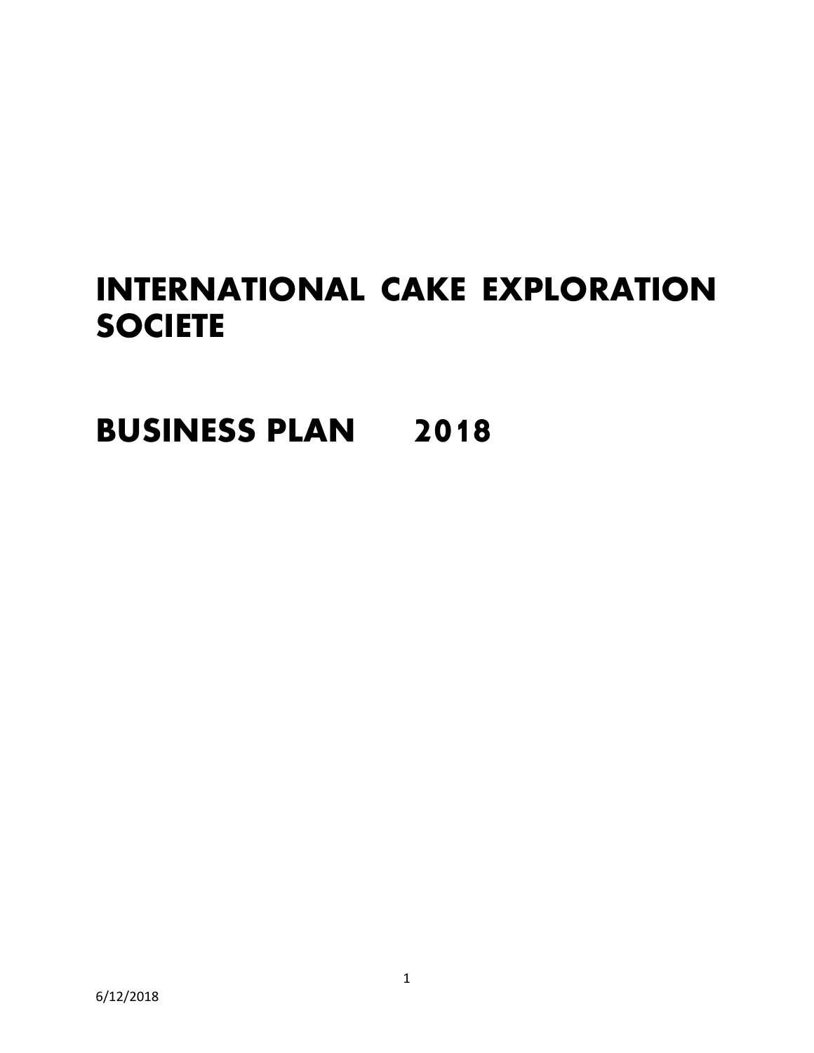# INTERNATIONAL CAKE EXPLORATION SOCIETE

# BUSINESS PLAN 2018

6/12/2018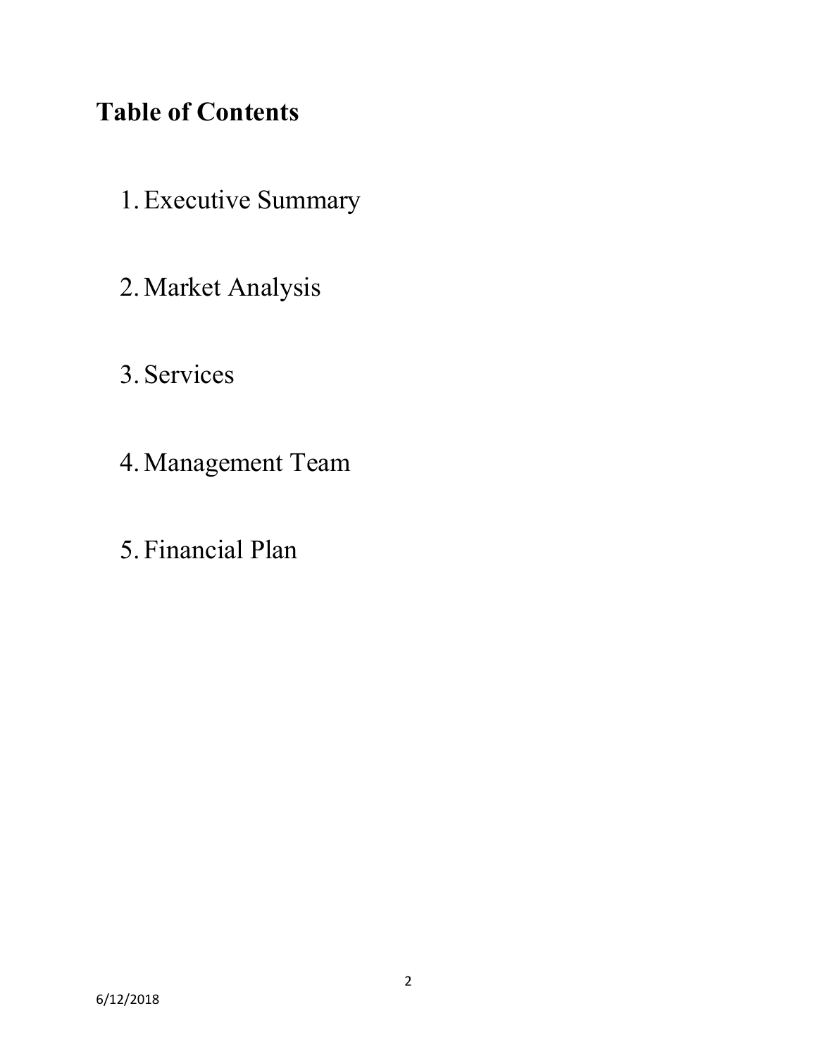## Table of Contents

1. Executive Summary

2. Market Analysis

3. Services

4. Management Team

5. Financial Plan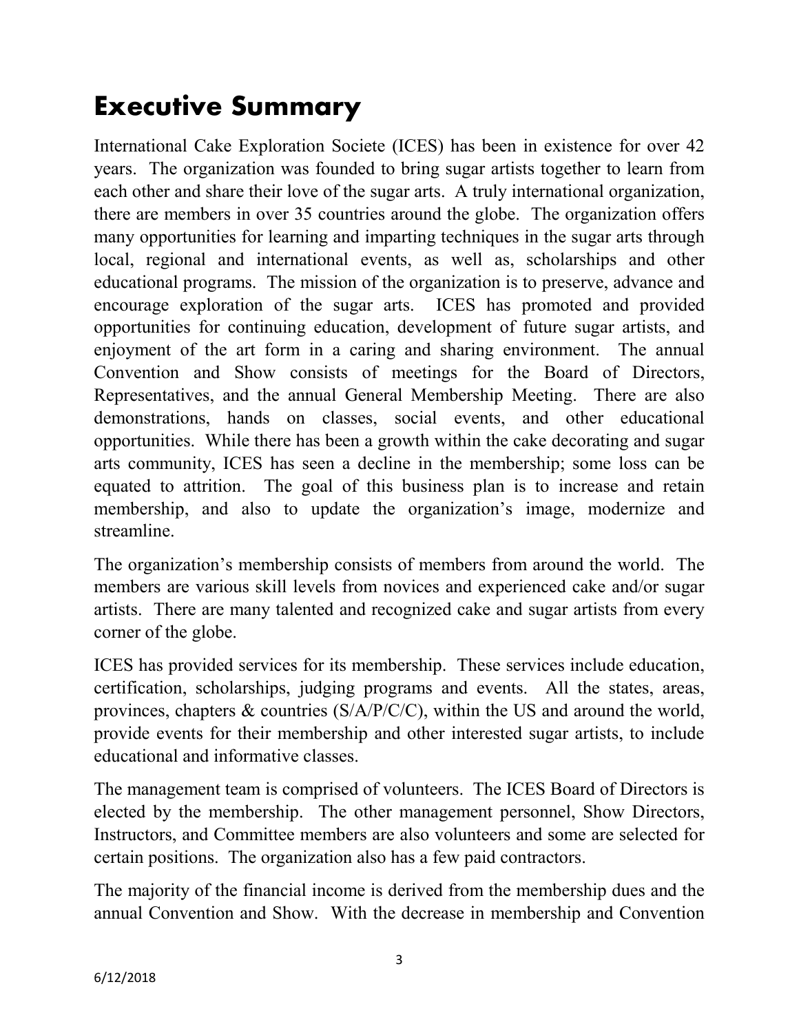# Executive Summary

International Cake Exploration Societe (ICES) has been in existence for over 42 years. The organization was founded to bring sugar artists together to learn from each other and share their love of the sugar arts. A truly international organization, there are members in over 35 countries around the globe. The organization offers many opportunities for learning and imparting techniques in the sugar arts through local, regional and international events, as well as, scholarships and other educational programs. The mission of the organization is to preserve, advance and encourage exploration of the sugar arts. ICES has promoted and provided opportunities for continuing education, development of future sugar artists, and enjoyment of the art form in a caring and sharing environment. The annual Convention and Show consists of meetings for the Board of Directors, Representatives, and the annual General Membership Meeting. There are also demonstrations, hands on classes, social events, and other educational opportunities. While there has been a growth within the cake decorating and sugar arts community, ICES has seen a decline in the membership; some loss can be equated to attrition. The goal of this business plan is to increase and retain membership, and also to update the organization's image, modernize and streamline.

The organization's membership consists of members from around the world. The members are various skill levels from novices and experienced cake and/or sugar artists. There are many talented and recognized cake and sugar artists from every corner of the globe.

ICES has provided services for its membership. These services include education, certification, scholarships, judging programs and events. All the states, areas, provinces, chapters & countries (S/A/P/C/C), within the US and around the world, provide events for their membership and other interested sugar artists, to include educational and informative classes.

The management team is comprised of volunteers. The ICES Board of Directors is elected by the membership. The other management personnel, Show Directors, Instructors, and Committee members are also volunteers and some are selected for certain positions. The organization also has a few paid contractors.

The majority of the financial income is derived from the membership dues and the annual Convention and Show. With the decrease in membership and Convention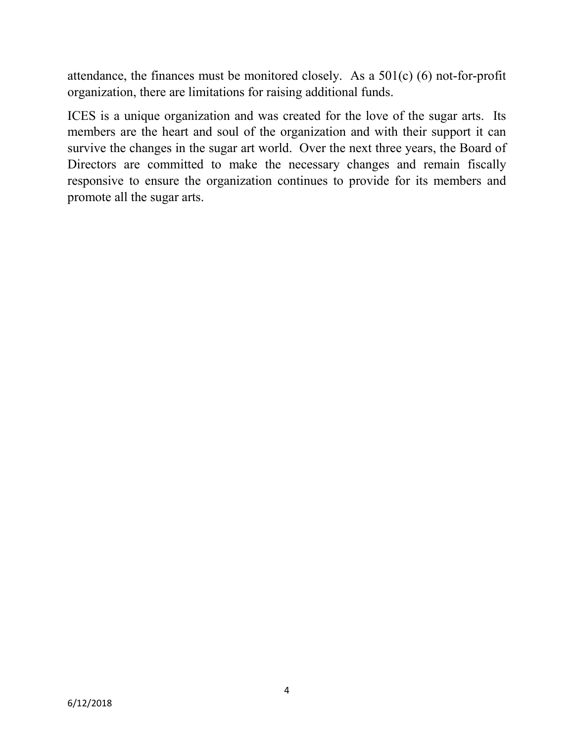attendance, the finances must be monitored closely. As a 501(c) (6) not-for-profit organization, there are limitations for raising additional funds.

ICES is a unique organization and was created for the love of the sugar arts. Its members are the heart and soul of the organization and with their support it can survive the changes in the sugar art world. Over the next three years, the Board of Directors are committed to make the necessary changes and remain fiscally responsive to ensure the organization continues to provide for its members and promote all the sugar arts.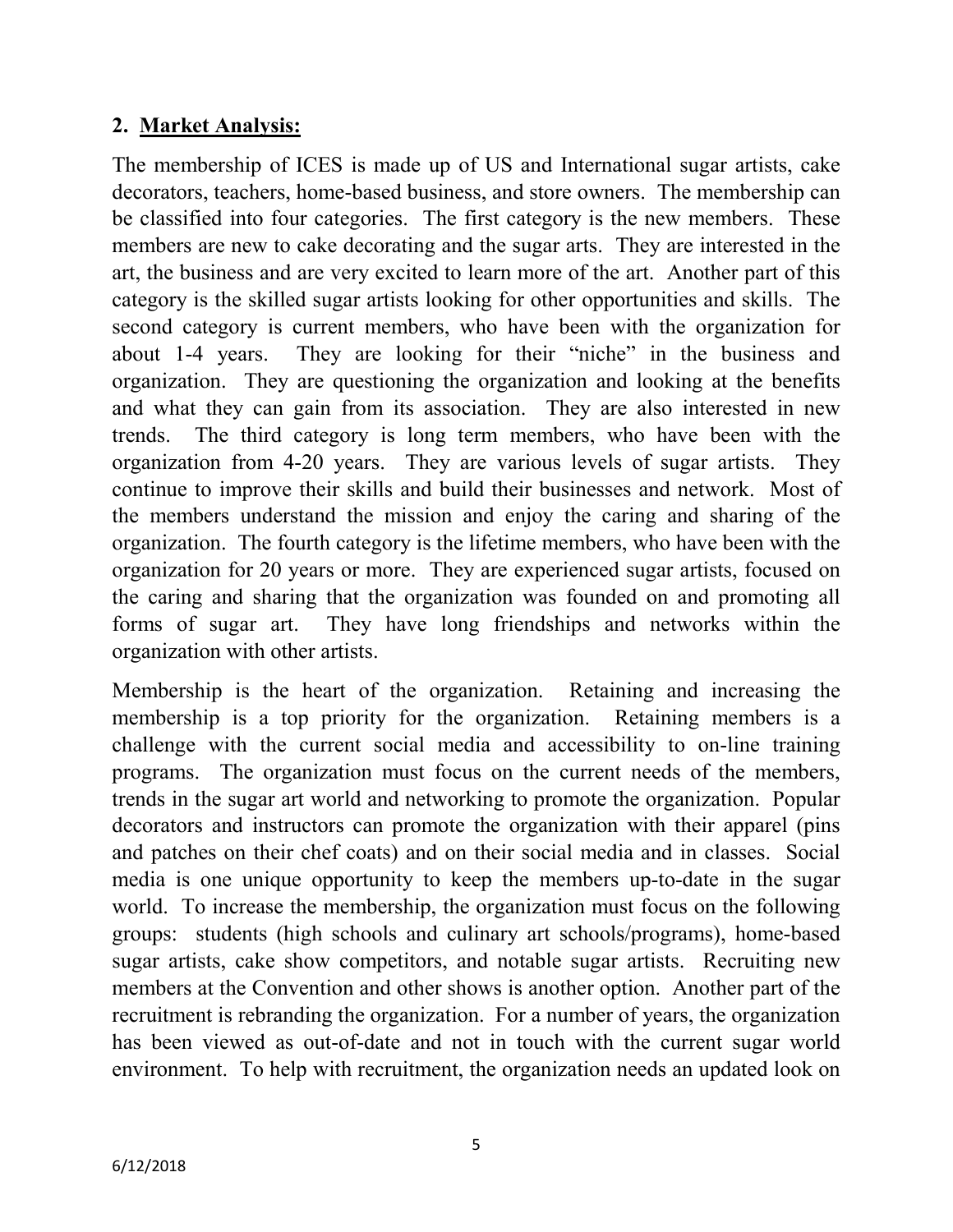## 2. Market Analysis:

The membership of ICES is made up of US and International sugar artists, cake decorators, teachers, home-based business, and store owners. The membership can be classified into four categories. The first category is the new members. These members are new to cake decorating and the sugar arts. They are interested in the art, the business and are very excited to learn more of the art. Another part of this category is the skilled sugar artists looking for other opportunities and skills. The second category is current members, who have been with the organization for about 1-4 years. They are looking for their "niche" in the business and organization. They are questioning the organization and looking at the benefits and what they can gain from its association. They are also interested in new trends. The third category is long term members, who have been with the organization from 4-20 years. They are various levels of sugar artists. They continue to improve their skills and build their businesses and network. Most of the members understand the mission and enjoy the caring and sharing of the organization. The fourth category is the lifetime members, who have been with the organization for 20 years or more. They are experienced sugar artists, focused on the caring and sharing that the organization was founded on and promoting all forms of sugar art. They have long friendships and networks within the organization with other artists.

Membership is the heart of the organization. Retaining and increasing the membership is a top priority for the organization. Retaining members is a challenge with the current social media and accessibility to on-line training programs. The organization must focus on the current needs of the members, trends in the sugar art world and networking to promote the organization. Popular decorators and instructors can promote the organization with their apparel (pins and patches on their chef coats) and on their social media and in classes. Social media is one unique opportunity to keep the members up-to-date in the sugar world. To increase the membership, the organization must focus on the following groups: students (high schools and culinary art schools/programs), home-based sugar artists, cake show competitors, and notable sugar artists. Recruiting new members at the Convention and other shows is another option. Another part of the recruitment is rebranding the organization. For a number of years, the organization has been viewed as out-of-date and not in touch with the current sugar world environment. To help with recruitment, the organization needs an updated look on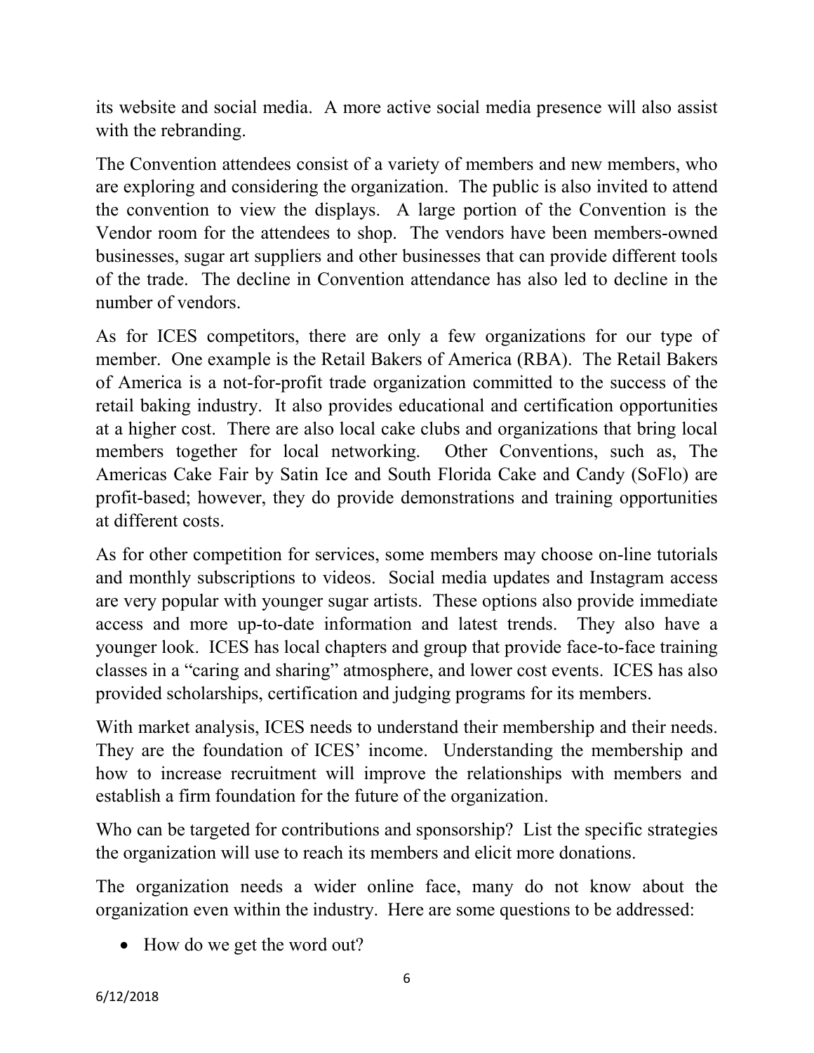its website and social media. A more active social media presence will also assist with the rebranding.

The Convention attendees consist of a variety of members and new members, who are exploring and considering the organization. The public is also invited to attend the convention to view the displays. A large portion of the Convention is the Vendor room for the attendees to shop. The vendors have been members-owned businesses, sugar art suppliers and other businesses that can provide different tools of the trade. The decline in Convention attendance has also led to decline in the number of vendors.

As for ICES competitors, there are only a few organizations for our type of member. One example is the Retail Bakers of America (RBA). The Retail Bakers of America is a not-for-profit trade organization committed to the success of the retail baking industry. It also provides educational and certification opportunities at a higher cost. There are also local cake clubs and organizations that bring local members together for local networking. Other Conventions, such as, The Americas Cake Fair by Satin Ice and South Florida Cake and Candy (SoFlo) are profit-based; however, they do provide demonstrations and training opportunities at different costs.

As for other competition for services, some members may choose on-line tutorials and monthly subscriptions to videos. Social media updates and Instagram access are very popular with younger sugar artists. These options also provide immediate access and more up-to-date information and latest trends. They also have a younger look. ICES has local chapters and group that provide face-to-face training classes in a "caring and sharing" atmosphere, and lower cost events. ICES has also provided scholarships, certification and judging programs for its members.

With market analysis, ICES needs to understand their membership and their needs. They are the foundation of ICES' income. Understanding the membership and how to increase recruitment will improve the relationships with members and establish a firm foundation for the future of the organization.

Who can be targeted for contributions and sponsorship? List the specific strategies the organization will use to reach its members and elicit more donations.

The organization needs a wider online face, many do not know about the organization even within the industry. Here are some questions to be addressed:

- How do we get the word out?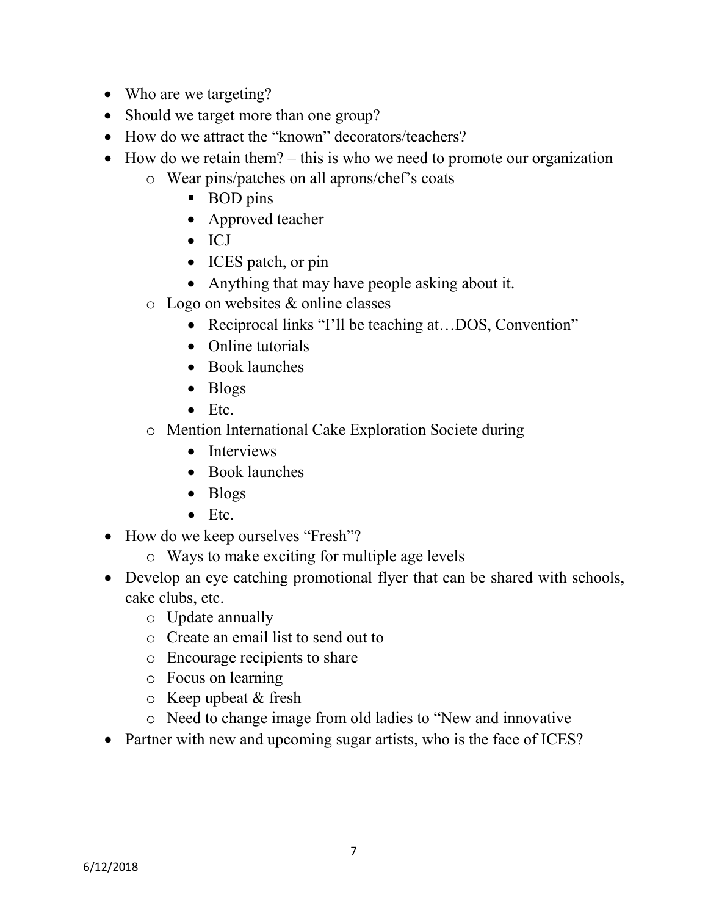- Who are we targeting?
- Should we target more than one group?
- How do we attract the "known" decorators/teachers?
- How do we retain them? – this is who we need to promote our organization
    - Wear pins/patches on all aprons/chef's coats
        - BOD pins
        - Approved teacher
        - ICJ
        - ICES patch, or pin
        - Anything that may have people asking about it.
    - Logo on websites & online classes
        - Reciprocal links "I'll be teaching at…DOS, Convention"
        - Online tutorials
        - Book launches
        - Blogs
        - Etc.
    - Mention International Cake Exploration Societe during
        - Interviews
        - Book launches
        - Blogs
        - Etc.
- How do we keep ourselves "Fresh"?
    - Ways to make exciting for multiple age levels
- Develop an eye catching promotional flyer that can be shared with schools, cake clubs, etc.
    - Update annually
    - Create an email list to send out to
    - Encourage recipients to share
    - Focus on learning
    - Keep upbeat & fresh
    - Need to change image from old ladies to "New and innovative
- Partner with new and upcoming sugar artists, who is the face of ICES?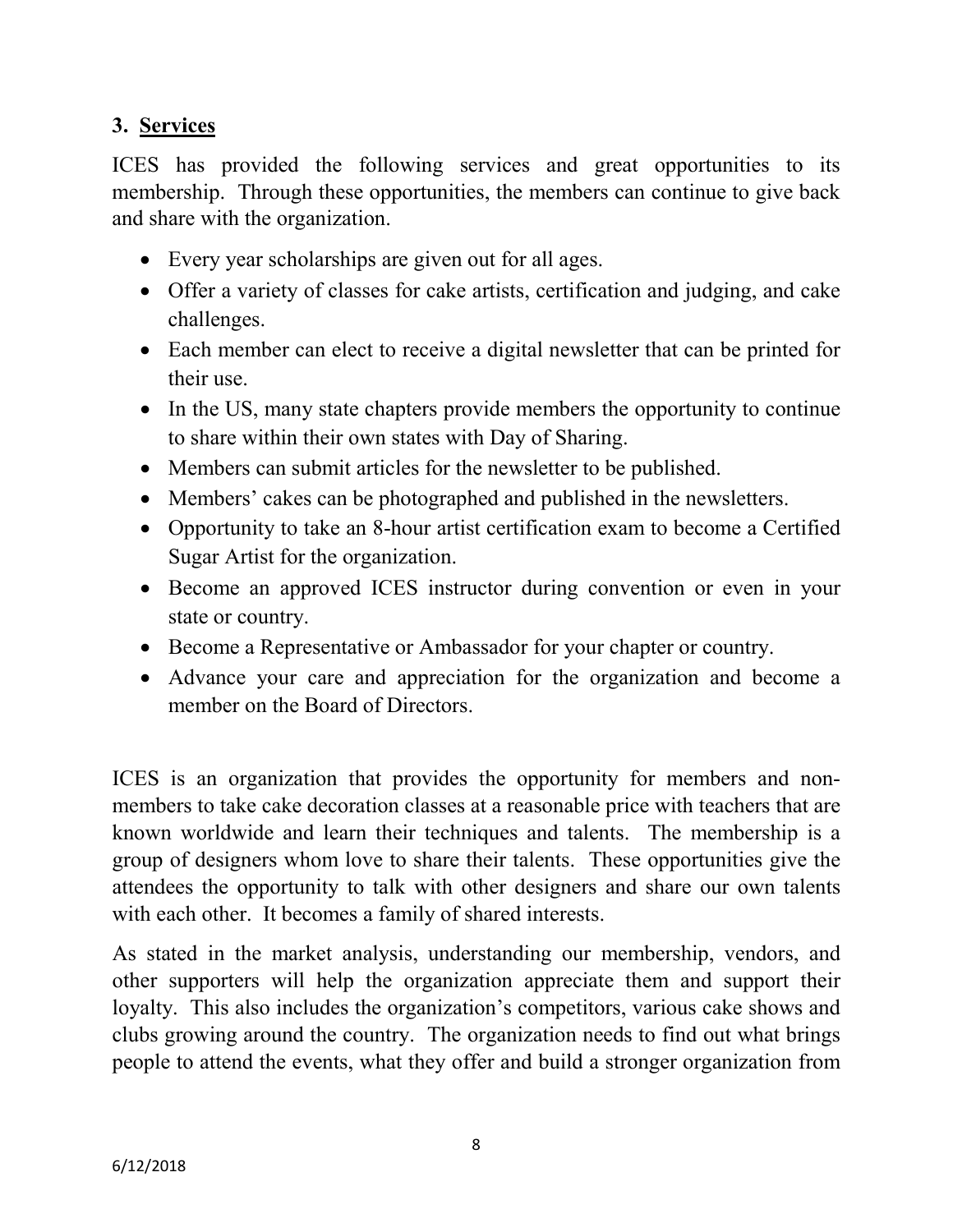## 3. Services

ICES has provided the following services and great opportunities to its membership. Through these opportunities, the members can continue to give back and share with the organization.

- Every year scholarships are given out for all ages.
- Offer a variety of classes for cake artists, certification and judging, and cake challenges.
- Each member can elect to receive a digital newsletter that can be printed for their use.
- In the US, many state chapters provide members the opportunity to continue to share within their own states with Day of Sharing.
- Members can submit articles for the newsletter to be published.
- Members' cakes can be photographed and published in the newsletters.
- Opportunity to take an 8-hour artist certification exam to become a Certified Sugar Artist for the organization.
- Become an approved ICES instructor during convention or even in your state or country.
- Become a Representative or Ambassador for your chapter or country.
- Advance your care and appreciation for the organization and become a member on the Board of Directors.

ICES is an organization that provides the opportunity for members and non-members to take cake decoration classes at a reasonable price with teachers that are known worldwide and learn their techniques and talents. The membership is a group of designers whom love to share their talents. These opportunities give the attendees the opportunity to talk with other designers and share our own talents with each other. It becomes a family of shared interests.

As stated in the market analysis, understanding our membership, vendors, and other supporters will help the organization appreciate them and support their loyalty. This also includes the organization's competitors, various cake shows and clubs growing around the country. The organization needs to find out what brings people to attend the events, what they offer and build a stronger organization from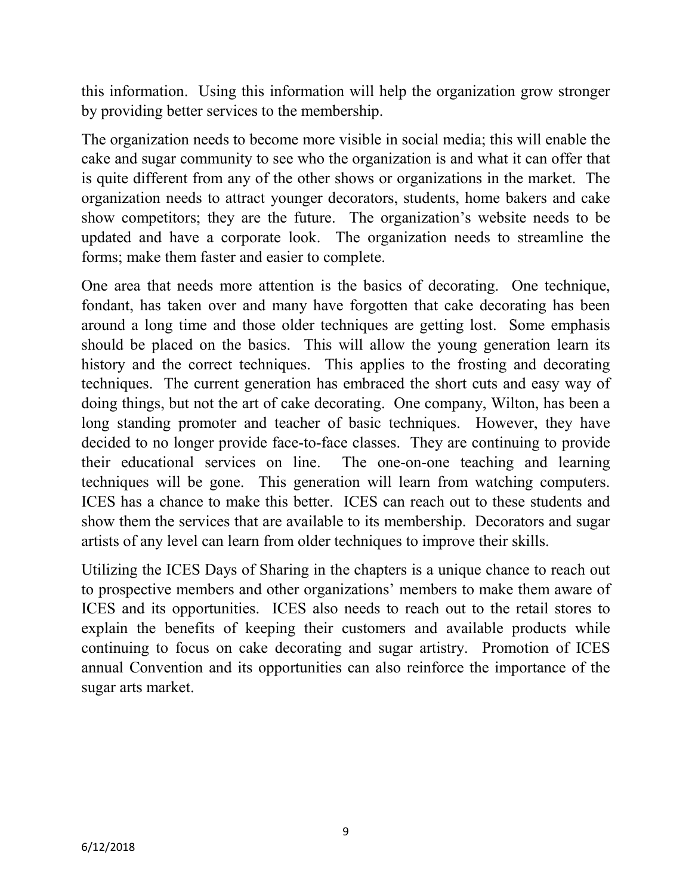this information. Using this information will help the organization grow stronger by providing better services to the membership.

The organization needs to become more visible in social media; this will enable the cake and sugar community to see who the organization is and what it can offer that is quite different from any of the other shows or organizations in the market. The organization needs to attract younger decorators, students, home bakers and cake show competitors; they are the future. The organization's website needs to be updated and have a corporate look. The organization needs to streamline the forms; make them faster and easier to complete.

One area that needs more attention is the basics of decorating. One technique, fondant, has taken over and many have forgotten that cake decorating has been around a long time and those older techniques are getting lost. Some emphasis should be placed on the basics. This will allow the young generation learn its history and the correct techniques. This applies to the frosting and decorating techniques. The current generation has embraced the short cuts and easy way of doing things, but not the art of cake decorating. One company, Wilton, has been a long standing promoter and teacher of basic techniques. However, they have decided to no longer provide face-to-face classes. They are continuing to provide their educational services on line. The one-on-one teaching and learning techniques will be gone. This generation will learn from watching computers. ICES has a chance to make this better. ICES can reach out to these students and show them the services that are available to its membership. Decorators and sugar artists of any level can learn from older techniques to improve their skills.

Utilizing the ICES Days of Sharing in the chapters is a unique chance to reach out to prospective members and other organizations' members to make them aware of ICES and its opportunities. ICES also needs to reach out to the retail stores to explain the benefits of keeping their customers and available products while continuing to focus on cake decorating and sugar artistry. Promotion of ICES annual Convention and its opportunities can also reinforce the importance of the sugar arts market.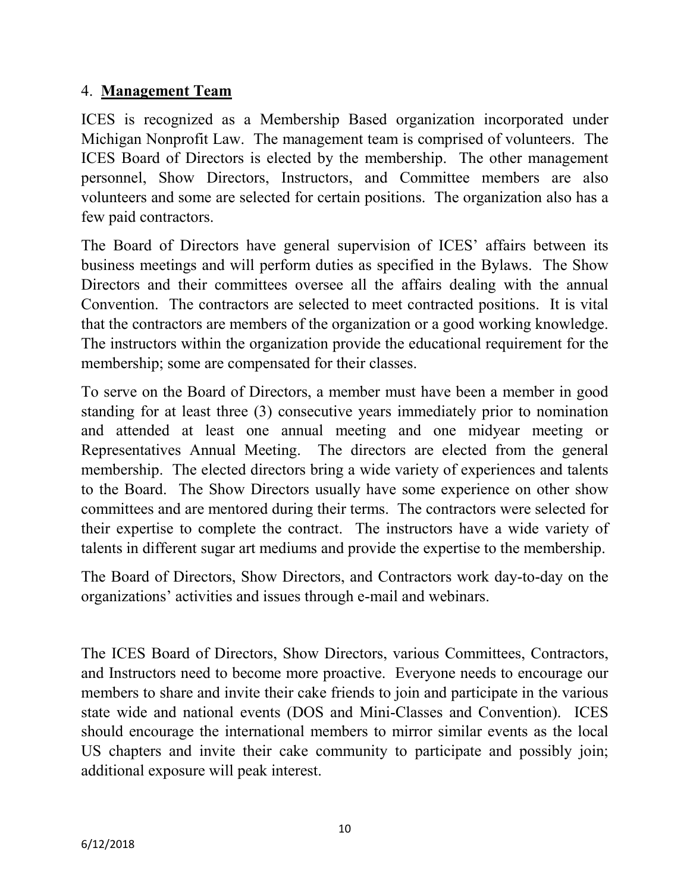## 4. **Management Team**

ICES is recognized as a Membership Based organization incorporated under Michigan Nonprofit Law. The management team is comprised of volunteers. The ICES Board of Directors is elected by the membership. The other management personnel, Show Directors, Instructors, and Committee members are also volunteers and some are selected for certain positions. The organization also has a few paid contractors.

The Board of Directors have general supervision of ICES' affairs between its business meetings and will perform duties as specified in the Bylaws. The Show Directors and their committees oversee all the affairs dealing with the annual Convention. The contractors are selected to meet contracted positions. It is vital that the contractors are members of the organization or a good working knowledge. The instructors within the organization provide the educational requirement for the membership; some are compensated for their classes.

To serve on the Board of Directors, a member must have been a member in good standing for at least three (3) consecutive years immediately prior to nomination and attended at least one annual meeting and one midyear meeting or Representatives Annual Meeting. The directors are elected from the general membership. The elected directors bring a wide variety of experiences and talents to the Board. The Show Directors usually have some experience on other show committees and are mentored during their terms. The contractors were selected for their expertise to complete the contract. The instructors have a wide variety of talents in different sugar art mediums and provide the expertise to the membership.

The Board of Directors, Show Directors, and Contractors work day-to-day on the organizations' activities and issues through e-mail and webinars.

The ICES Board of Directors, Show Directors, various Committees, Contractors, and Instructors need to become more proactive. Everyone needs to encourage our members to share and invite their cake friends to join and participate in the various state wide and national events (DOS and Mini-Classes and Convention). ICES should encourage the international members to mirror similar events as the local US chapters and invite their cake community to participate and possibly join; additional exposure will peak interest.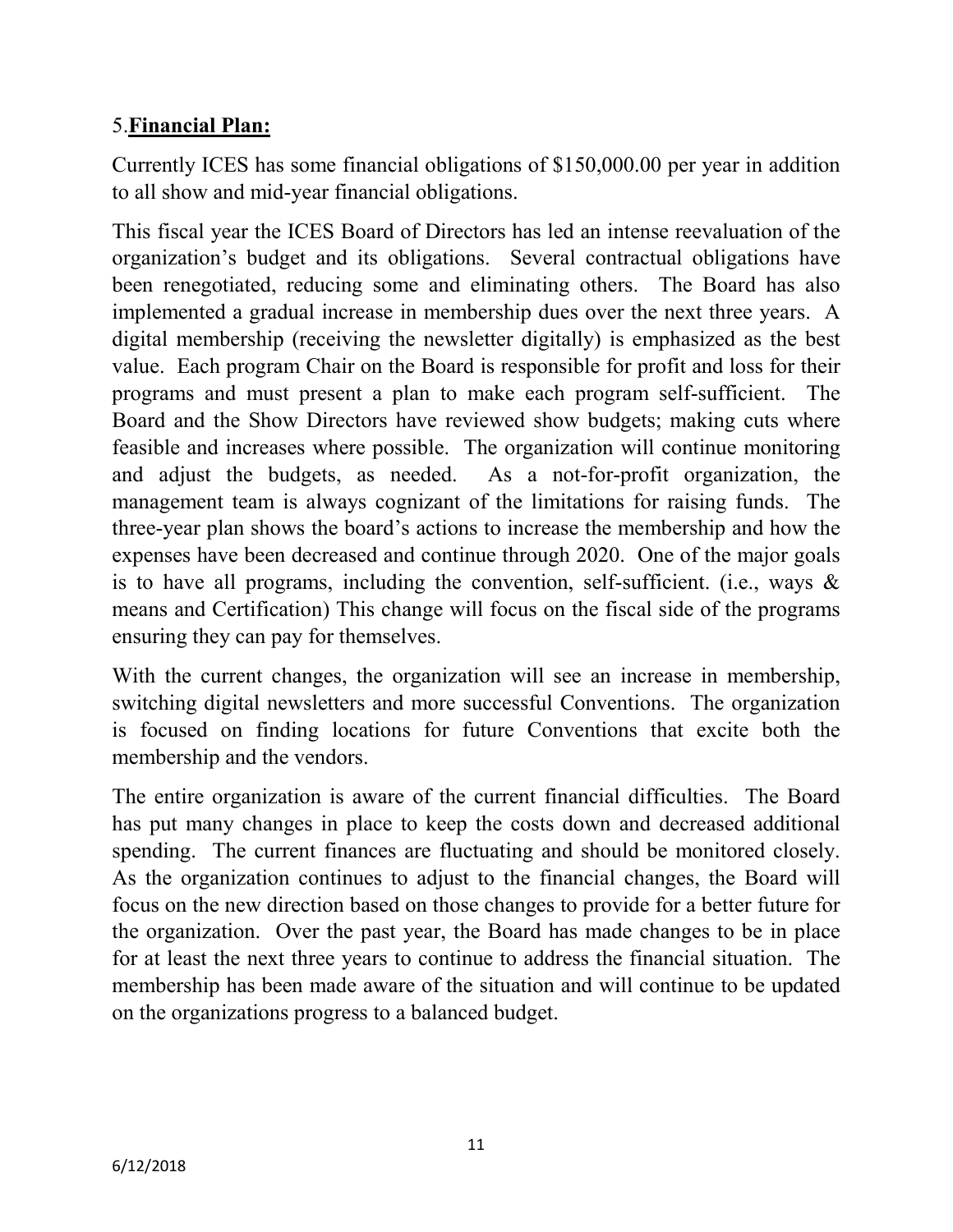## 5. **Financial Plan:**

Currently ICES has some financial obligations of $150,000.00 per year in addition to all show and mid-year financial obligations.

This fiscal year the ICES Board of Directors has led an intense reevaluation of the organization's budget and its obligations. Several contractual obligations have been renegotiated, reducing some and eliminating others. The Board has also implemented a gradual increase in membership dues over the next three years. A digital membership (receiving the newsletter digitally) is emphasized as the best value. Each program Chair on the Board is responsible for profit and loss for their programs and must present a plan to make each program self-sufficient. The Board and the Show Directors have reviewed show budgets; making cuts where feasible and increases where possible. The organization will continue monitoring and adjust the budgets, as needed. As a not-for-profit organization, the management team is always cognizant of the limitations for raising funds. The three-year plan shows the board's actions to increase the membership and how the expenses have been decreased and continue through 2020. One of the major goals is to have all programs, including the convention, self-sufficient. (i.e., ways & means and Certification) This change will focus on the fiscal side of the programs ensuring they can pay for themselves.

With the current changes, the organization will see an increase in membership, switching digital newsletters and more successful Conventions. The organization is focused on finding locations for future Conventions that excite both the membership and the vendors.

The entire organization is aware of the current financial difficulties. The Board has put many changes in place to keep the costs down and decreased additional spending. The current finances are fluctuating and should be monitored closely. As the organization continues to adjust to the financial changes, the Board will focus on the new direction based on those changes to provide for a better future for the organization. Over the past year, the Board has made changes to be in place for at least the next three years to continue to address the financial situation. The membership has been made aware of the situation and will continue to be updated on the organizations progress to a balanced budget.